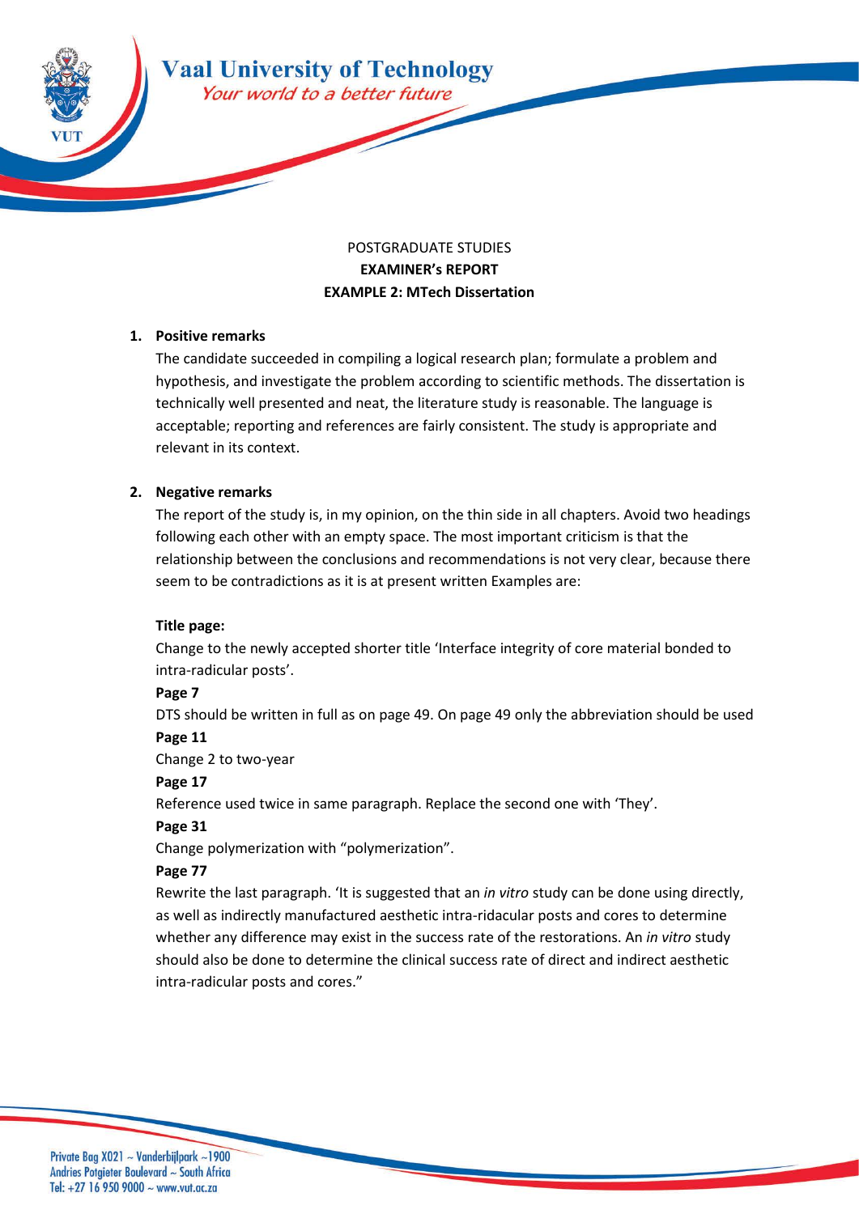POSTGRADUATE STUDIES

**EXAMINER's REPORT**

**EXAMPLE 2: MTech Dissertation**

1. **Positive remarks**

   The candidate succeeded in compiling a logical research plan; formulate a problem and hypothesis, and investigate the problem according to scientific methods. The dissertation is technically well presented and neat, the literature study is reasonable. The language is acceptable; reporting and references are fairly consistent. The study is appropriate and relevant in its context.

2. **Negative remarks**

   The report of the study is, in my opinion, on the thin side in all chapters. Avoid two headings following each other with an empty space. The most important criticism is that the relationship between the conclusions and recommendations is not very clear, because there seem to be contradictions as it is at present written Examples are:

   **Title page:**

   Change to the newly accepted shorter title 'Interface integrity of core material bonded to intra-radicular posts'.

   **Page 7**

   DTS should be written in full as on page 49. On page 49 only the abbreviation should be used

   **Page 11**

   Change 2 to two-year

   **Page 17**

   Reference used twice in same paragraph. Replace the second one with 'They'.

   **Page 31**

   Change polymerization with "polymerization".

   **Page 77**

   Rewrite the last paragraph. 'It is suggested that an *in vitro* study can be done using directly, as well as indirectly manufactured aesthetic intra-ridacular posts and cores to determine whether any difference may exist in the success rate of the restorations. An *in vitro* study should also be done to determine the clinical success rate of direct and indirect aesthetic intra-radicular posts and cores."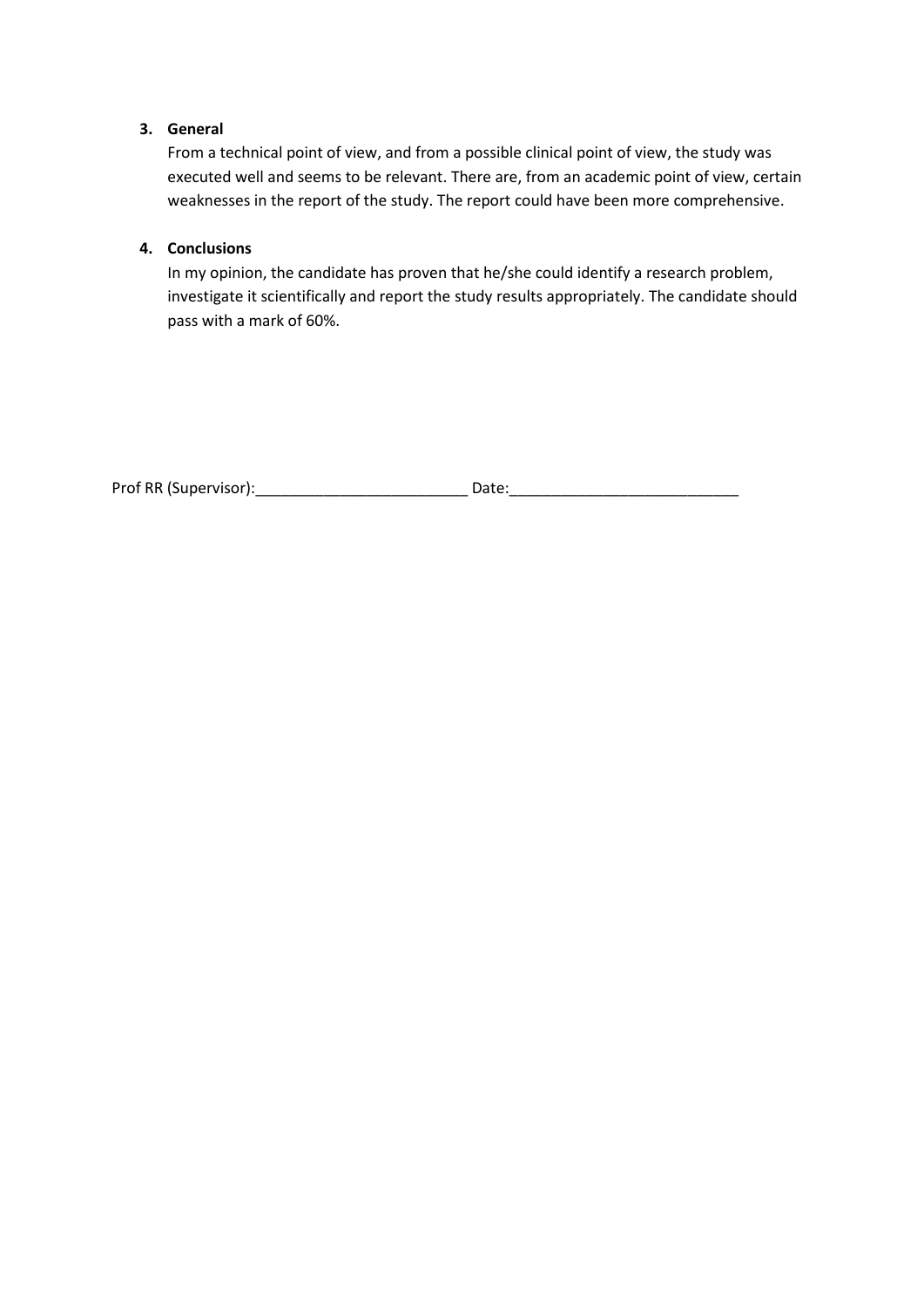3. **General**

   From a technical point of view, and from a possible clinical point of view, the study was executed well and seems to be relevant. There are, from an academic point of view, certain weaknesses in the report of the study. The report could have been more comprehensive.

4. **Conclusions**

   In my opinion, the candidate has proven that he/she could identify a research problem, investigate it scientifically and report the study results appropriately. The candidate should pass with a mark of 60%.

Prof RR (Supervisor):_________________________ Date:___________________________